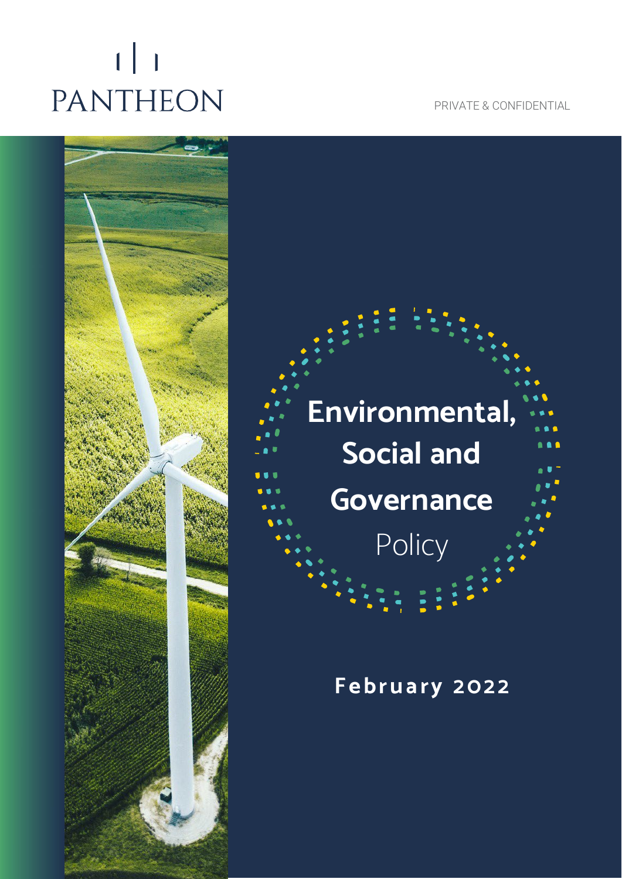PANTHEON

PRIVATE & CONFIDENTIAL

# Environmental, Social and Governance Policy

**February 2022**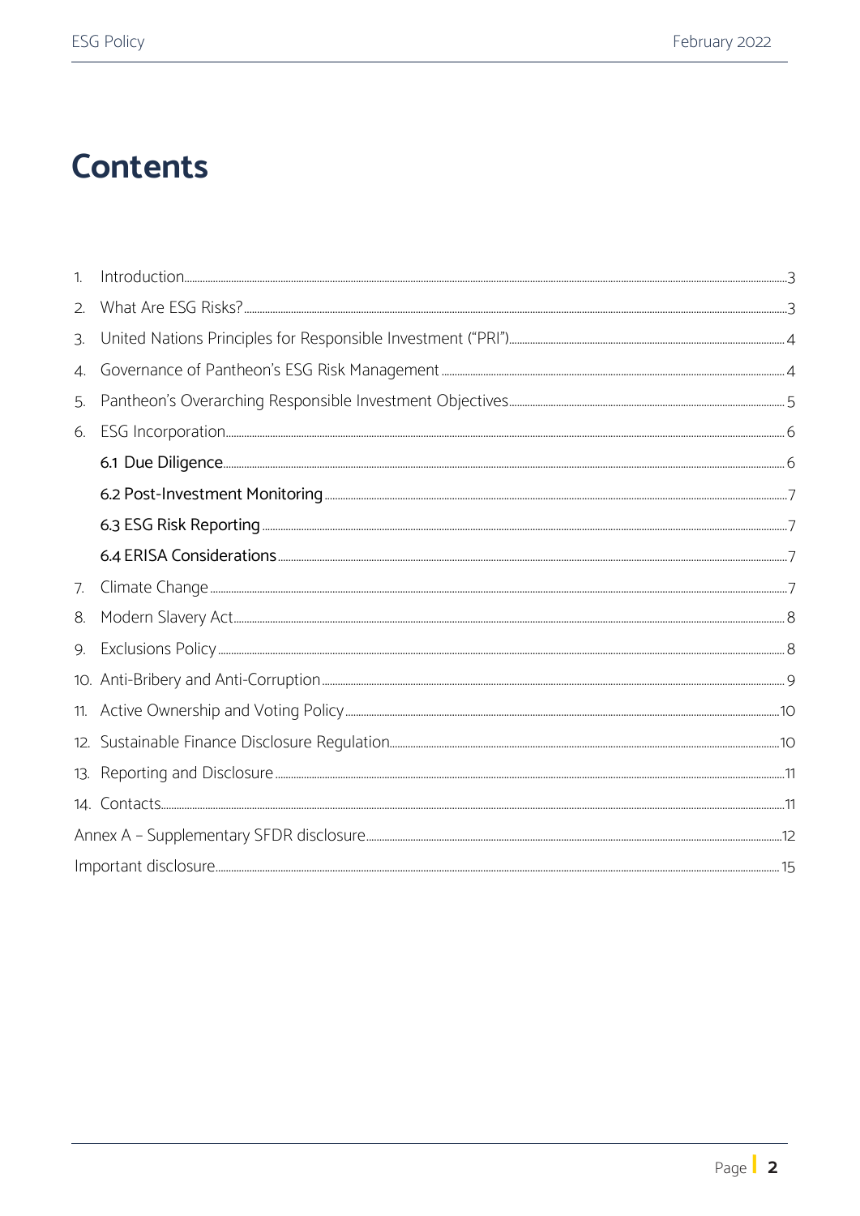# Contents

1. Introduction ... 3
2. What Are ESG Risks? ... 3
3. United Nations Principles for Responsible Investment ("PRI") ... 4
4. Governance of Pantheon's ESG Risk Management ... 4
5. Pantheon's Overarching Responsible Investment Objectives ... 5
6. ESG Incorporation ... 6
   - 6.1 Due Diligence ... 6
   - 6.2 Post-Investment Monitoring ... 7
   - 6.3 ESG Risk Reporting ... 7
   - 6.4 ERISA Considerations ... 7
7. Climate Change ... 7
8. Modern Slavery Act ... 8
9. Exclusions Policy ... 8
10. Anti-Bribery and Anti-Corruption ... 9
11. Active Ownership and Voting Policy ... 10
12. Sustainable Finance Disclosure Regulation ... 10
13. Reporting and Disclosure ... 11
14. Contacts ... 11

Annex A – Supplementary SFDR disclosure ... 12

Important disclosure ... 15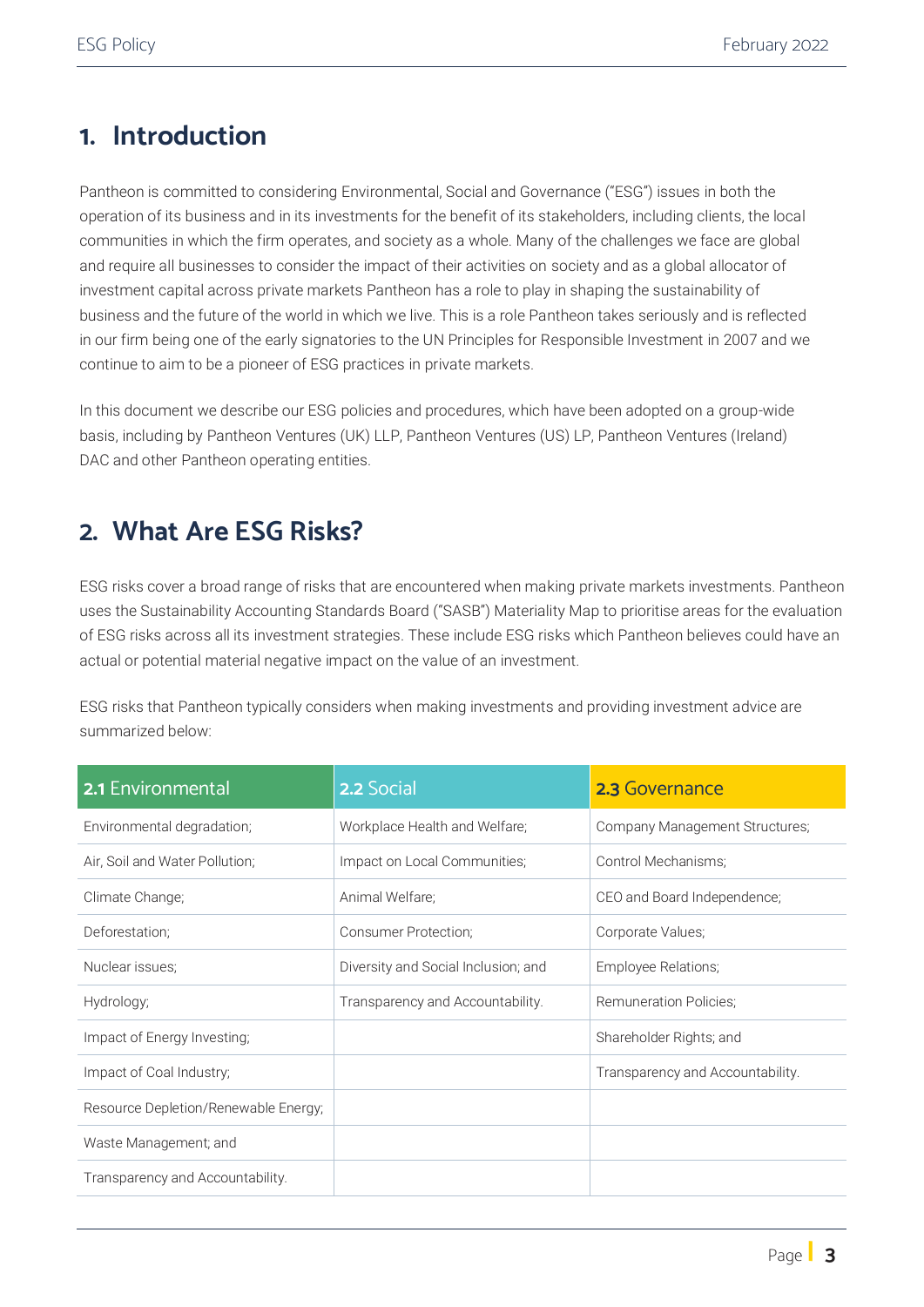# 1. Introduction

Pantheon is committed to considering Environmental, Social and Governance ("ESG") issues in both the operation of its business and in its investments for the benefit of its stakeholders, including clients, the local communities in which the firm operates, and society as a whole. Many of the challenges we face are global and require all businesses to consider the impact of their activities on society and as a global allocator of investment capital across private markets Pantheon has a role to play in shaping the sustainability of business and the future of the world in which we live. This is a role Pantheon takes seriously and is reflected in our firm being one of the early signatories to the UN Principles for Responsible Investment in 2007 and we continue to aim to be a pioneer of ESG practices in private markets.

In this document we describe our ESG policies and procedures, which have been adopted on a group-wide basis, including by Pantheon Ventures (UK) LLP, Pantheon Ventures (US) LP, Pantheon Ventures (Ireland) DAC and other Pantheon operating entities.

# 2. What Are ESG Risks?

ESG risks cover a broad range of risks that are encountered when making private markets investments. Pantheon uses the Sustainability Accounting Standards Board ("SASB") Materiality Map to prioritise areas for the evaluation of ESG risks across all its investment strategies. These include ESG risks which Pantheon believes could have an actual or potential material negative impact on the value of an investment.

ESG risks that Pantheon typically considers when making investments and providing investment advice are summarized below:

| **2.1** Environmental | **2.2** Social | **2.3** Governance |
|---|---|---|
| Environmental degradation; | Workplace Health and Welfare; | Company Management Structures; |
| Air, Soil and Water Pollution; | Impact on Local Communities; | Control Mechanisms; |
| Climate Change; | Animal Welfare; | CEO and Board Independence; |
| Deforestation; | Consumer Protection; | Corporate Values; |
| Nuclear issues; | Diversity and Social Inclusion; and | Employee Relations; |
| Hydrology; | Transparency and Accountability. | Remuneration Policies; |
| Impact of Energy Investing; | | Shareholder Rights; and |
| Impact of Coal Industry; | | Transparency and Accountability. |
| Resource Depletion/Renewable Energy; | | |
| Waste Management; and | | |
| Transparency and Accountability. | | |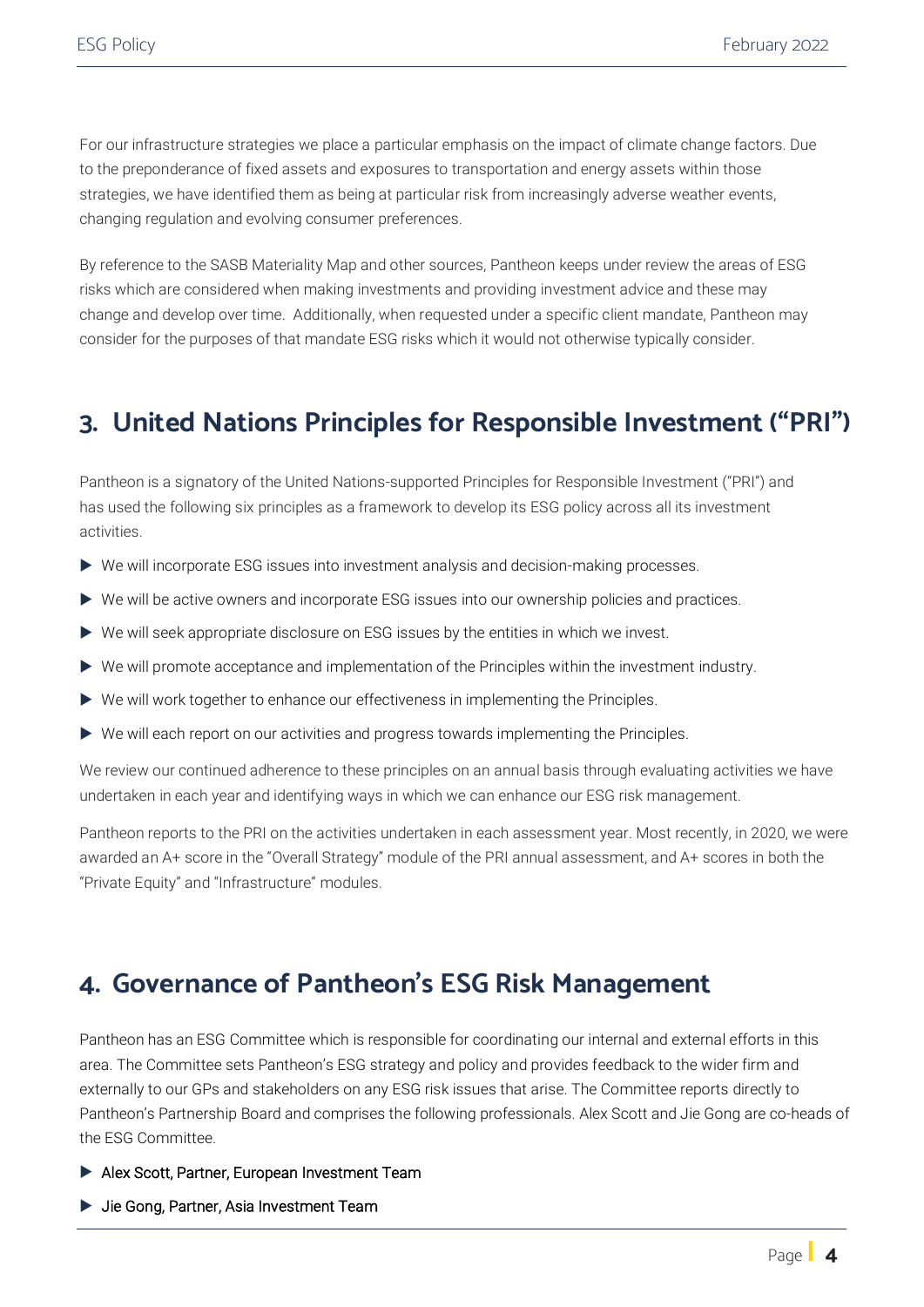For our infrastructure strategies we place a particular emphasis on the impact of climate change factors. Due to the preponderance of fixed assets and exposures to transportation and energy assets within those strategies, we have identified them as being at particular risk from increasingly adverse weather events, changing regulation and evolving consumer preferences.

By reference to the SASB Materiality Map and other sources, Pantheon keeps under review the areas of ESG risks which are considered when making investments and providing investment advice and these may change and develop over time. Additionally, when requested under a specific client mandate, Pantheon may consider for the purposes of that mandate ESG risks which it would not otherwise typically consider.

## 3. United Nations Principles for Responsible Investment ("PRI")

Pantheon is a signatory of the United Nations-supported Principles for Responsible Investment ("PRI") and has used the following six principles as a framework to develop its ESG policy across all its investment activities.

- We will incorporate ESG issues into investment analysis and decision-making processes.
- We will be active owners and incorporate ESG issues into our ownership policies and practices.
- We will seek appropriate disclosure on ESG issues by the entities in which we invest.
- We will promote acceptance and implementation of the Principles within the investment industry.
- We will work together to enhance our effectiveness in implementing the Principles.
- We will each report on our activities and progress towards implementing the Principles.

We review our continued adherence to these principles on an annual basis through evaluating activities we have undertaken in each year and identifying ways in which we can enhance our ESG risk management.

Pantheon reports to the PRI on the activities undertaken in each assessment year. Most recently, in 2020, we were awarded an A+ score in the "Overall Strategy" module of the PRI annual assessment, and A+ scores in both the "Private Equity" and "Infrastructure" modules.

## 4. Governance of Pantheon's ESG Risk Management

Pantheon has an ESG Committee which is responsible for coordinating our internal and external efforts in this area. The Committee sets Pantheon's ESG strategy and policy and provides feedback to the wider firm and externally to our GPs and stakeholders on any ESG risk issues that arise. The Committee reports directly to Pantheon's Partnership Board and comprises the following professionals. Alex Scott and Jie Gong are co-heads of the ESG Committee.

- Alex Scott, Partner, European Investment Team
- Jie Gong, Partner, Asia Investment Team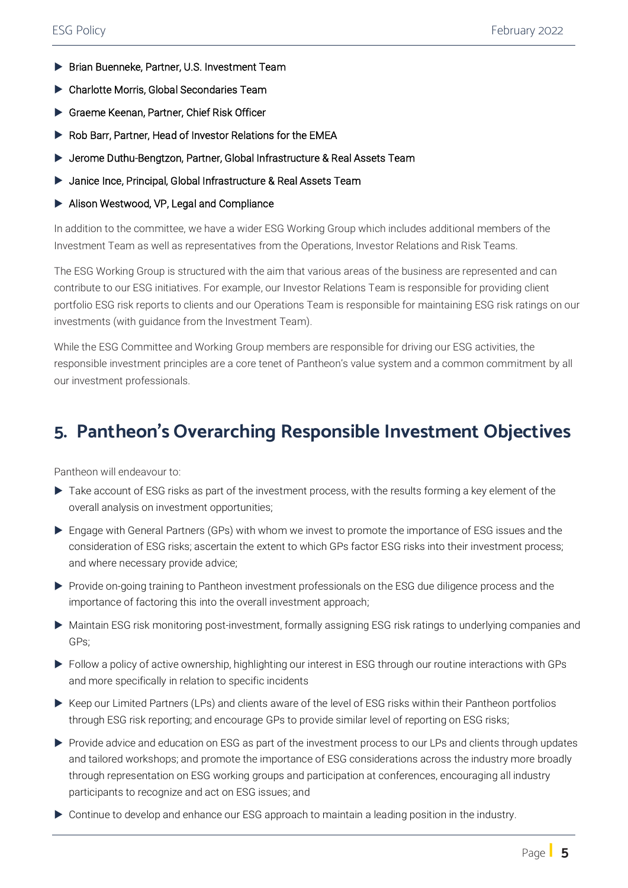- Brian Buenneke, Partner, U.S. Investment Team
- Charlotte Morris, Global Secondaries Team
- Graeme Keenan, Partner, Chief Risk Officer
- Rob Barr, Partner, Head of Investor Relations for the EMEA
- Jerome Duthu-Bengtzon, Partner, Global Infrastructure & Real Assets Team
- Janice Ince, Principal, Global Infrastructure & Real Assets Team
- Alison Westwood, VP, Legal and Compliance

In addition to the committee, we have a wider ESG Working Group which includes additional members of the Investment Team as well as representatives from the Operations, Investor Relations and Risk Teams.

The ESG Working Group is structured with the aim that various areas of the business are represented and can contribute to our ESG initiatives. For example, our Investor Relations Team is responsible for providing client portfolio ESG risk reports to clients and our Operations Team is responsible for maintaining ESG risk ratings on our investments (with guidance from the Investment Team).

While the ESG Committee and Working Group members are responsible for driving our ESG activities, the responsible investment principles are a core tenet of Pantheon's value system and a common commitment by all our investment professionals.

## 5. Pantheon's Overarching Responsible Investment Objectives

Pantheon will endeavour to:

- Take account of ESG risks as part of the investment process, with the results forming a key element of the overall analysis on investment opportunities;
- Engage with General Partners (GPs) with whom we invest to promote the importance of ESG issues and the consideration of ESG risks; ascertain the extent to which GPs factor ESG risks into their investment process; and where necessary provide advice;
- Provide on-going training to Pantheon investment professionals on the ESG due diligence process and the importance of factoring this into the overall investment approach;
- Maintain ESG risk monitoring post-investment, formally assigning ESG risk ratings to underlying companies and GPs;
- Follow a policy of active ownership, highlighting our interest in ESG through our routine interactions with GPs and more specifically in relation to specific incidents
- Keep our Limited Partners (LPs) and clients aware of the level of ESG risks within their Pantheon portfolios through ESG risk reporting; and encourage GPs to provide similar level of reporting on ESG risks;
- Provide advice and education on ESG as part of the investment process to our LPs and clients through updates and tailored workshops; and promote the importance of ESG considerations across the industry more broadly through representation on ESG working groups and participation at conferences, encouraging all industry participants to recognize and act on ESG issues; and
- Continue to develop and enhance our ESG approach to maintain a leading position in the industry.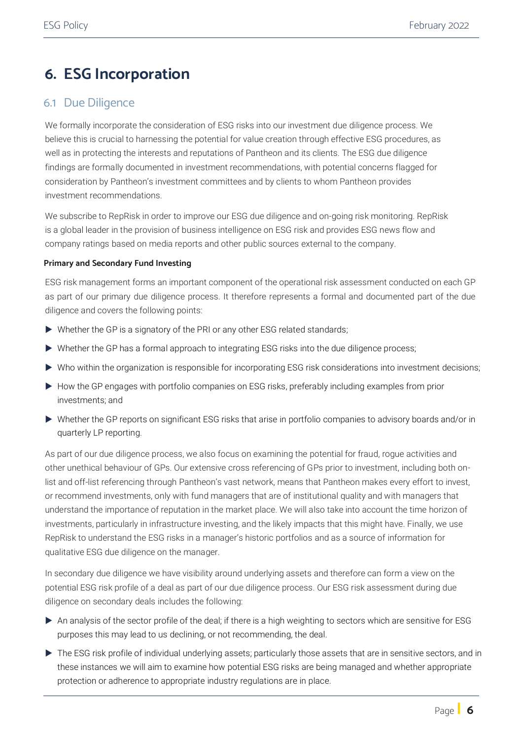# 6. ESG Incorporation

## 6.1 Due Diligence

We formally incorporate the consideration of ESG risks into our investment due diligence process. We believe this is crucial to harnessing the potential for value creation through effective ESG procedures, as well as in protecting the interests and reputations of Pantheon and its clients. The ESG due diligence findings are formally documented in investment recommendations, with potential concerns flagged for consideration by Pantheon's investment committees and by clients to whom Pantheon provides investment recommendations.

We subscribe to RepRisk in order to improve our ESG due diligence and on-going risk monitoring. RepRisk is a global leader in the provision of business intelligence on ESG risk and provides ESG news flow and company ratings based on media reports and other public sources external to the company.

**Primary and Secondary Fund Investing**

ESG risk management forms an important component of the operational risk assessment conducted on each GP as part of our primary due diligence process. It therefore represents a formal and documented part of the due diligence and covers the following points:

- Whether the GP is a signatory of the PRI or any other ESG related standards;
- Whether the GP has a formal approach to integrating ESG risks into the due diligence process;
- Who within the organization is responsible for incorporating ESG risk considerations into investment decisions;
- How the GP engages with portfolio companies on ESG risks, preferably including examples from prior investments; and
- Whether the GP reports on significant ESG risks that arise in portfolio companies to advisory boards and/or in quarterly LP reporting.

As part of our due diligence process, we also focus on examining the potential for fraud, rogue activities and other unethical behaviour of GPs. Our extensive cross referencing of GPs prior to investment, including both on-list and off-list referencing through Pantheon's vast network, means that Pantheon makes every effort to invest, or recommend investments, only with fund managers that are of institutional quality and with managers that understand the importance of reputation in the market place. We will also take into account the time horizon of investments, particularly in infrastructure investing, and the likely impacts that this might have. Finally, we use RepRisk to understand the ESG risks in a manager's historic portfolios and as a source of information for qualitative ESG due diligence on the manager.

In secondary due diligence we have visibility around underlying assets and therefore can form a view on the potential ESG risk profile of a deal as part of our due diligence process. Our ESG risk assessment during due diligence on secondary deals includes the following:

- An analysis of the sector profile of the deal; if there is a high weighting to sectors which are sensitive for ESG purposes this may lead to us declining, or not recommending, the deal.
- The ESG risk profile of individual underlying assets; particularly those assets that are in sensitive sectors, and in these instances we will aim to examine how potential ESG risks are being managed and whether appropriate protection or adherence to appropriate industry regulations are in place.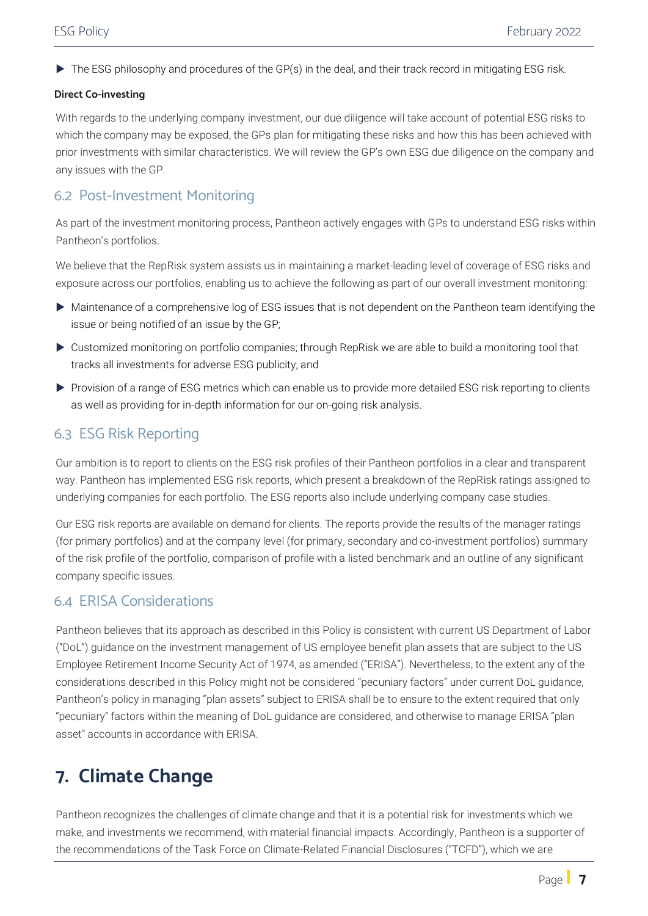- The ESG philosophy and procedures of the GP(s) in the deal, and their track record in mitigating ESG risk.

**Direct Co-investing**

With regards to the underlying company investment, our due diligence will take account of potential ESG risks to which the company may be exposed, the GPs plan for mitigating these risks and how this has been achieved with prior investments with similar characteristics. We will review the GP's own ESG due diligence on the company and any issues with the GP.

## 6.2 Post-Investment Monitoring

As part of the investment monitoring process, Pantheon actively engages with GPs to understand ESG risks within Pantheon's portfolios.

We believe that the RepRisk system assists us in maintaining a market-leading level of coverage of ESG risks and exposure across our portfolios, enabling us to achieve the following as part of our overall investment monitoring:

- Maintenance of a comprehensive log of ESG issues that is not dependent on the Pantheon team identifying the issue or being notified of an issue by the GP;
- Customized monitoring on portfolio companies; through RepRisk we are able to build a monitoring tool that tracks all investments for adverse ESG publicity; and
- Provision of a range of ESG metrics which can enable us to provide more detailed ESG risk reporting to clients as well as providing for in-depth information for our on-going risk analysis.

## 6.3 ESG Risk Reporting

Our ambition is to report to clients on the ESG risk profiles of their Pantheon portfolios in a clear and transparent way. Pantheon has implemented ESG risk reports, which present a breakdown of the RepRisk ratings assigned to underlying companies for each portfolio. The ESG reports also include underlying company case studies.

Our ESG risk reports are available on demand for clients. The reports provide the results of the manager ratings (for primary portfolios) and at the company level (for primary, secondary and co-investment portfolios) summary of the risk profile of the portfolio, comparison of profile with a listed benchmark and an outline of any significant company specific issues.

## 6.4 ERISA Considerations

Pantheon believes that its approach as described in this Policy is consistent with current US Department of Labor ("DoL") guidance on the investment management of US employee benefit plan assets that are subject to the US Employee Retirement Income Security Act of 1974, as amended ("ERISA"). Nevertheless, to the extent any of the considerations described in this Policy might not be considered "pecuniary factors" under current DoL guidance, Pantheon's policy in managing "plan assets" subject to ERISA shall be to ensure to the extent required that only "pecuniary" factors within the meaning of DoL guidance are considered, and otherwise to manage ERISA "plan asset" accounts in accordance with ERISA.

# 7. Climate Change

Pantheon recognizes the challenges of climate change and that it is a potential risk for investments which we make, and investments we recommend, with material financial impacts. Accordingly, Pantheon is a supporter of the recommendations of the Task Force on Climate-Related Financial Disclosures ("TCFD"), which we are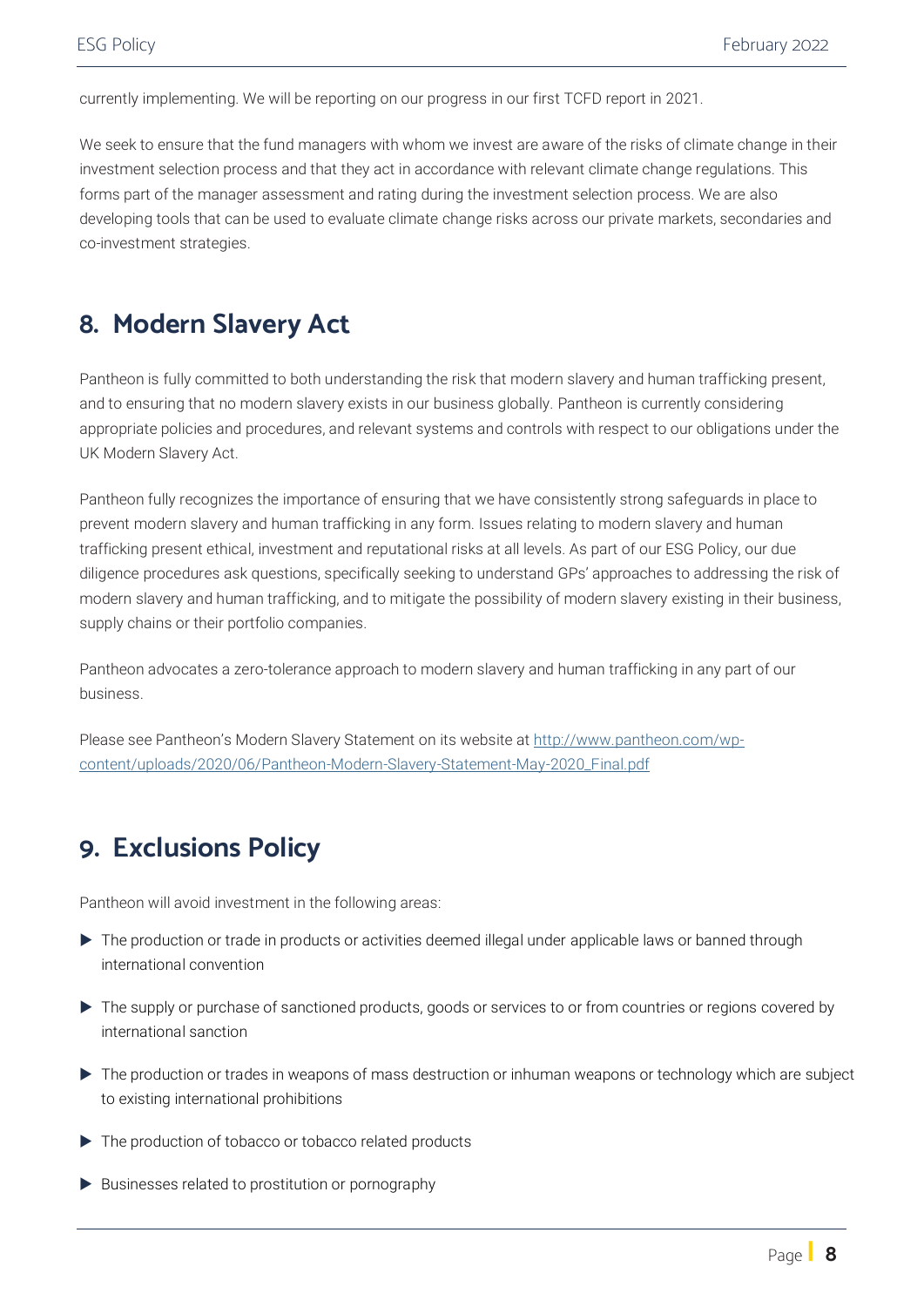currently implementing. We will be reporting on our progress in our first TCFD report in 2021.

We seek to ensure that the fund managers with whom we invest are aware of the risks of climate change in their investment selection process and that they act in accordance with relevant climate change regulations. This forms part of the manager assessment and rating during the investment selection process. We are also developing tools that can be used to evaluate climate change risks across our private markets, secondaries and co-investment strategies.

## 8. Modern Slavery Act

Pantheon is fully committed to both understanding the risk that modern slavery and human trafficking present, and to ensuring that no modern slavery exists in our business globally. Pantheon is currently considering appropriate policies and procedures, and relevant systems and controls with respect to our obligations under the UK Modern Slavery Act.

Pantheon fully recognizes the importance of ensuring that we have consistently strong safeguards in place to prevent modern slavery and human trafficking in any form. Issues relating to modern slavery and human trafficking present ethical, investment and reputational risks at all levels. As part of our ESG Policy, our due diligence procedures ask questions, specifically seeking to understand GPs' approaches to addressing the risk of modern slavery and human trafficking, and to mitigate the possibility of modern slavery existing in their business, supply chains or their portfolio companies.

Pantheon advocates a zero-tolerance approach to modern slavery and human trafficking in any part of our business.

Please see Pantheon's Modern Slavery Statement on its website at [http://www.pantheon.com/wp-content/uploads/2020/06/Pantheon-Modern-Slavery-Statement-May-2020_Final.pdf](http://www.pantheon.com/wp-content/uploads/2020/06/Pantheon-Modern-Slavery-Statement-May-2020_Final.pdf)

## 9. Exclusions Policy

Pantheon will avoid investment in the following areas:

- The production or trade in products or activities deemed illegal under applicable laws or banned through international convention
- The supply or purchase of sanctioned products, goods or services to or from countries or regions covered by international sanction
- The production or trades in weapons of mass destruction or inhuman weapons or technology which are subject to existing international prohibitions
- The production of tobacco or tobacco related products
- Businesses related to prostitution or pornography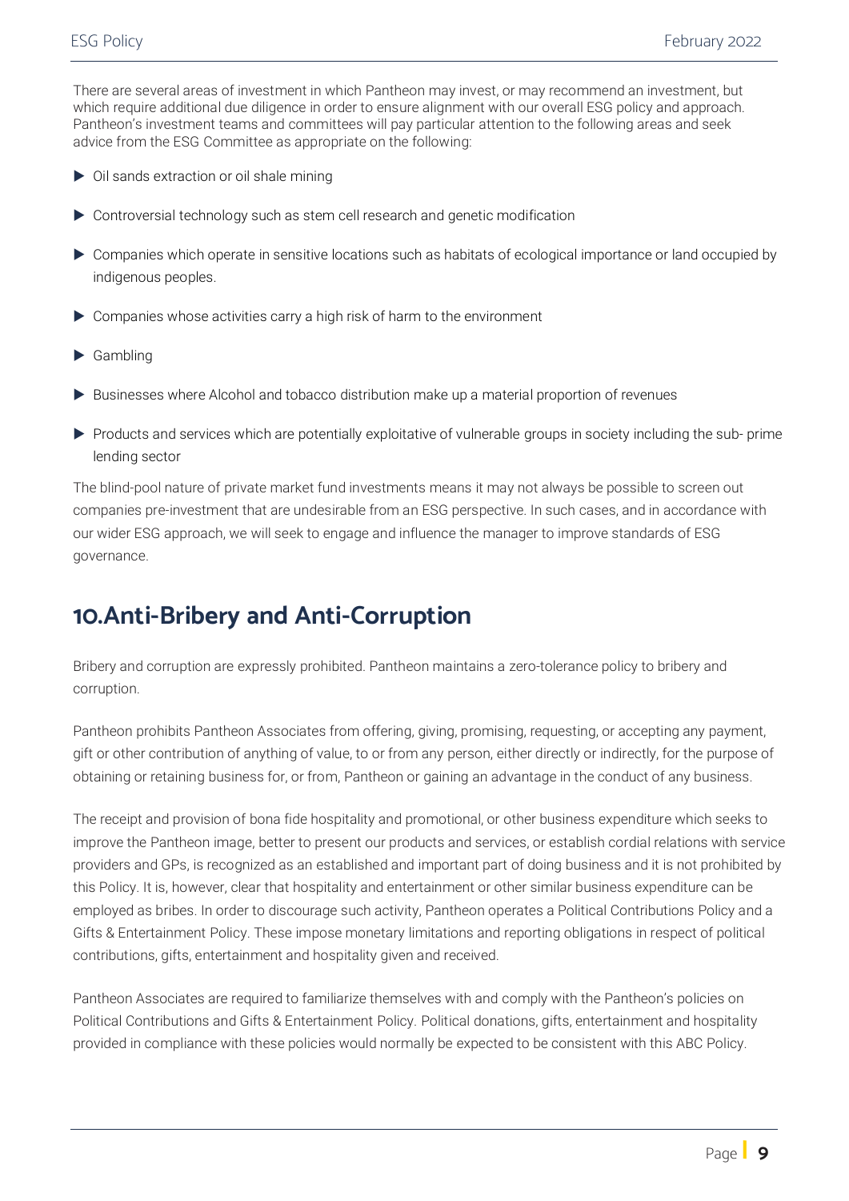There are several areas of investment in which Pantheon may invest, or may recommend an investment, but which require additional due diligence in order to ensure alignment with our overall ESG policy and approach. Pantheon's investment teams and committees will pay particular attention to the following areas and seek advice from the ESG Committee as appropriate on the following:

- Oil sands extraction or oil shale mining
- Controversial technology such as stem cell research and genetic modification
- Companies which operate in sensitive locations such as habitats of ecological importance or land occupied by indigenous peoples.
- Companies whose activities carry a high risk of harm to the environment
- Gambling
- Businesses where Alcohol and tobacco distribution make up a material proportion of revenues
- Products and services which are potentially exploitative of vulnerable groups in society including the sub- prime lending sector

The blind-pool nature of private market fund investments means it may not always be possible to screen out companies pre-investment that are undesirable from an ESG perspective. In such cases, and in accordance with our wider ESG approach, we will seek to engage and influence the manager to improve standards of ESG governance.

## 10. Anti-Bribery and Anti-Corruption

Bribery and corruption are expressly prohibited. Pantheon maintains a zero-tolerance policy to bribery and corruption.

Pantheon prohibits Pantheon Associates from offering, giving, promising, requesting, or accepting any payment, gift or other contribution of anything of value, to or from any person, either directly or indirectly, for the purpose of obtaining or retaining business for, or from, Pantheon or gaining an advantage in the conduct of any business.

The receipt and provision of bona fide hospitality and promotional, or other business expenditure which seeks to improve the Pantheon image, better to present our products and services, or establish cordial relations with service providers and GPs, is recognized as an established and important part of doing business and it is not prohibited by this Policy. It is, however, clear that hospitality and entertainment or other similar business expenditure can be employed as bribes. In order to discourage such activity, Pantheon operates a Political Contributions Policy and a Gifts & Entertainment Policy. These impose monetary limitations and reporting obligations in respect of political contributions, gifts, entertainment and hospitality given and received.

Pantheon Associates are required to familiarize themselves with and comply with the Pantheon's policies on Political Contributions and Gifts & Entertainment Policy. Political donations, gifts, entertainment and hospitality provided in compliance with these policies would normally be expected to be consistent with this ABC Policy.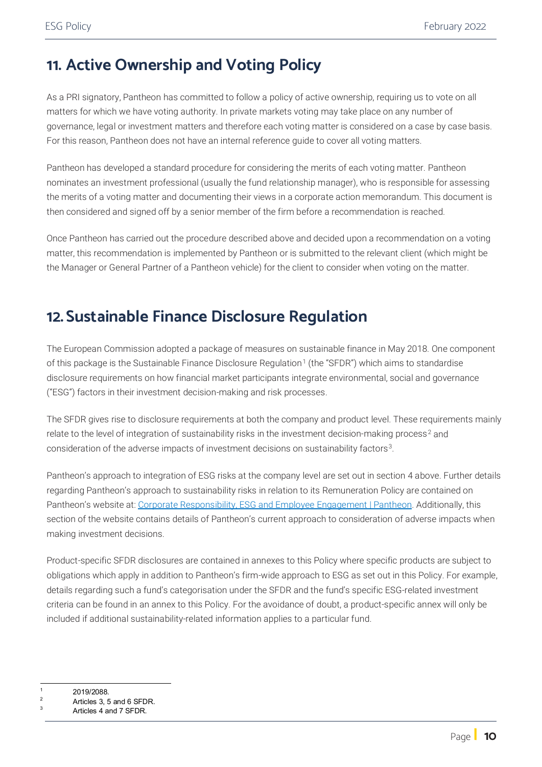## 11. Active Ownership and Voting Policy

As a PRI signatory, Pantheon has committed to follow a policy of active ownership, requiring us to vote on all matters for which we have voting authority. In private markets voting may take place on any number of governance, legal or investment matters and therefore each voting matter is considered on a case by case basis. For this reason, Pantheon does not have an internal reference guide to cover all voting matters.

Pantheon has developed a standard procedure for considering the merits of each voting matter. Pantheon nominates an investment professional (usually the fund relationship manager), who is responsible for assessing the merits of a voting matter and documenting their views in a corporate action memorandum. This document is then considered and signed off by a senior member of the firm before a recommendation is reached.

Once Pantheon has carried out the procedure described above and decided upon a recommendation on a voting matter, this recommendation is implemented by Pantheon or is submitted to the relevant client (which might be the Manager or General Partner of a Pantheon vehicle) for the client to consider when voting on the matter.

## 12. Sustainable Finance Disclosure Regulation

The European Commission adopted a package of measures on sustainable finance in May 2018. One component of this package is the Sustainable Finance Disclosure Regulation[1] (the "SFDR") which aims to standardise disclosure requirements on how financial market participants integrate environmental, social and governance ("ESG") factors in their investment decision-making and risk processes.

The SFDR gives rise to disclosure requirements at both the company and product level. These requirements mainly relate to the level of integration of sustainability risks in the investment decision-making process[2] and consideration of the adverse impacts of investment decisions on sustainability factors[3].

Pantheon's approach to integration of ESG risks at the company level are set out in section 4 above. Further details regarding Pantheon's approach to sustainability risks in relation to its Remuneration Policy are contained on Pantheon's website at: [Corporate Responsibility, ESG and Employee Engagement | Pantheon](). Additionally, this section of the website contains details of Pantheon's current approach to consideration of adverse impacts when making investment decisions.

Product-specific SFDR disclosures are contained in annexes to this Policy where specific products are subject to obligations which apply in addition to Pantheon's firm-wide approach to ESG as set out in this Policy. For example, details regarding such a fund's categorisation under the SFDR and the fund's specific ESG-related investment criteria can be found in an annex to this Policy. For the avoidance of doubt, a product-specific annex will only be included if additional sustainability-related information applies to a particular fund.

---

[1] 2019/2088.

[2] Articles 3, 5 and 6 SFDR.

[3] Articles 4 and 7 SFDR.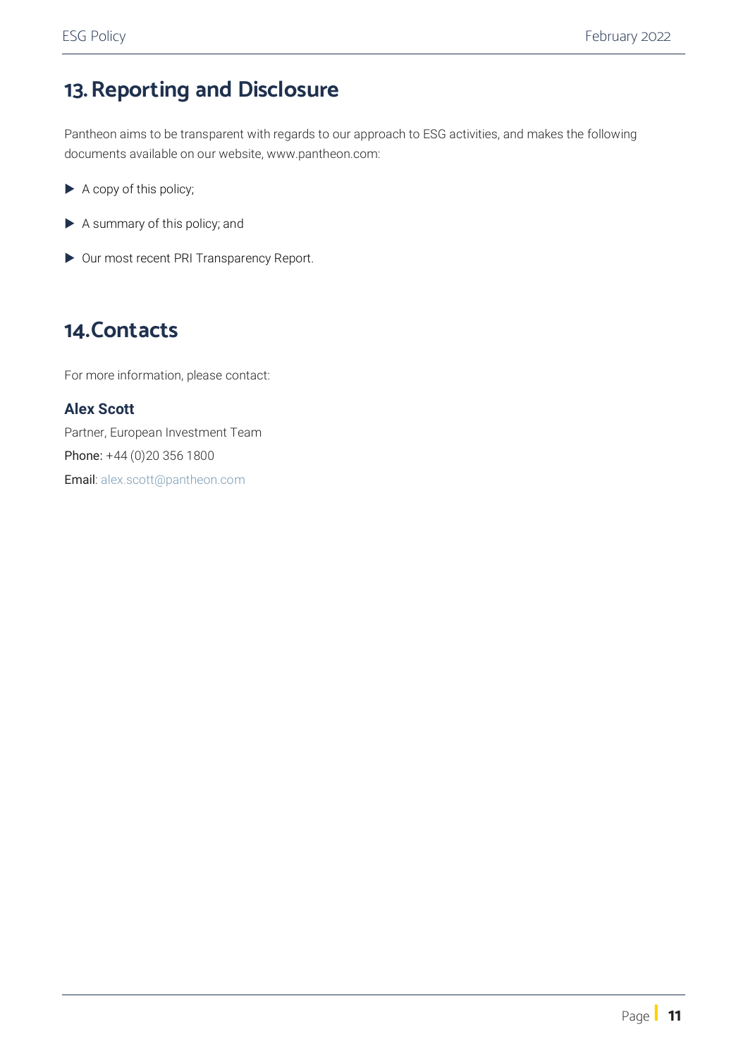## 13. Reporting and Disclosure

Pantheon aims to be transparent with regards to our approach to ESG activities, and makes the following documents available on our website, www.pantheon.com:

- A copy of this policy;
- A summary of this policy; and
- Our most recent PRI Transparency Report.

## 14. Contacts

For more information, please contact:

**Alex Scott**

Partner, European Investment Team

Phone: +44 (0)20 356 1800

Email: alex.scott@pantheon.com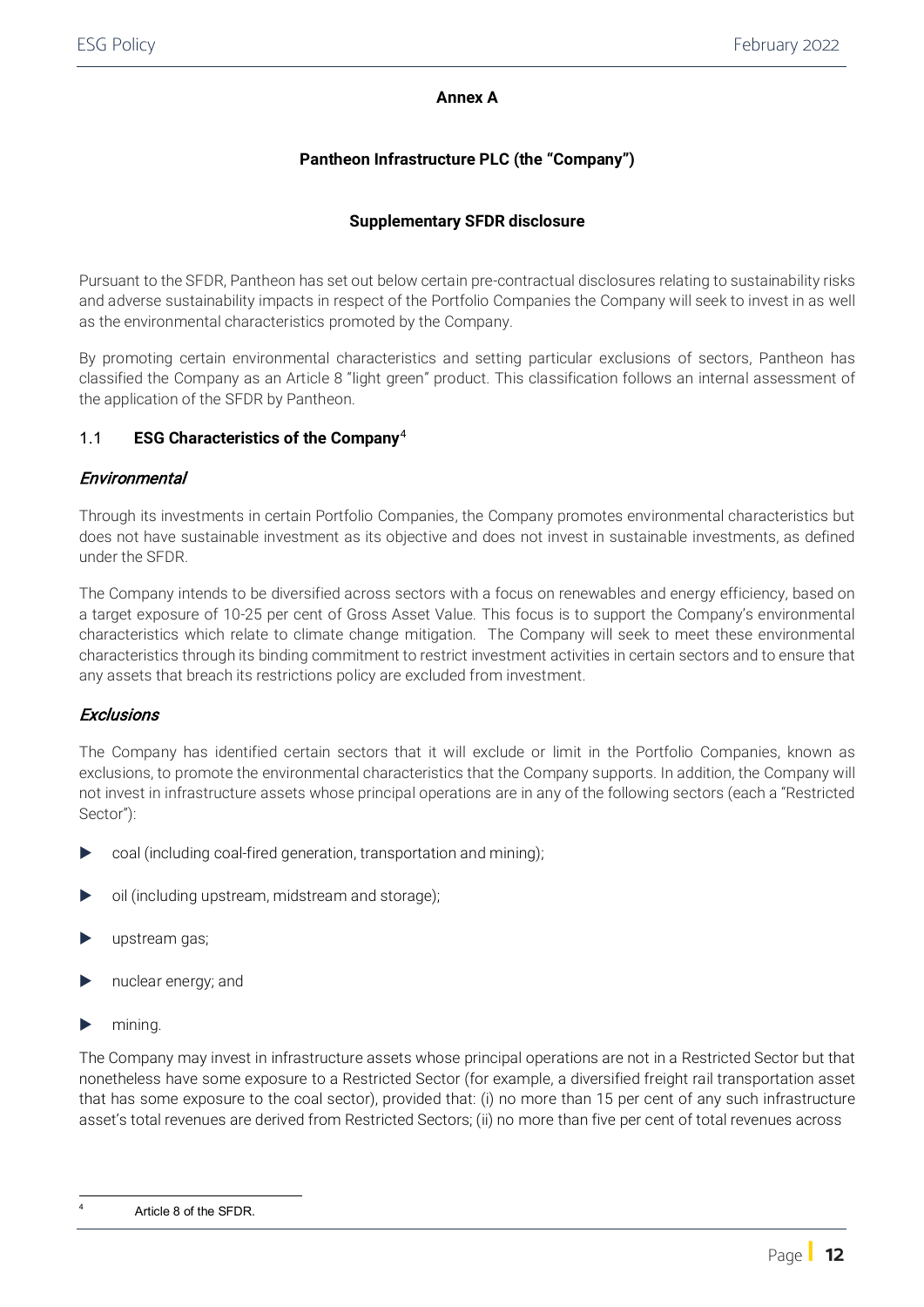**Annex A**

**Pantheon Infrastructure PLC (the "Company")**

**Supplementary SFDR disclosure**

Pursuant to the SFDR, Pantheon has set out below certain pre-contractual disclosures relating to sustainability risks and adverse sustainability impacts in respect of the Portfolio Companies the Company will seek to invest in as well as the environmental characteristics promoted by the Company.

By promoting certain environmental characteristics and setting particular exclusions of sectors, Pantheon has classified the Company as an Article 8 "light green" product. This classification follows an internal assessment of the application of the SFDR by Pantheon.

## 1.1 ESG Characteristics of the Company[4]

### *Environmental*

Through its investments in certain Portfolio Companies, the Company promotes environmental characteristics but does not have sustainable investment as its objective and does not invest in sustainable investments, as defined under the SFDR.

The Company intends to be diversified across sectors with a focus on renewables and energy efficiency, based on a target exposure of 10-25 per cent of Gross Asset Value. This focus is to support the Company's environmental characteristics which relate to climate change mitigation. The Company will seek to meet these environmental characteristics through its binding commitment to restrict investment activities in certain sectors and to ensure that any assets that breach its restrictions policy are excluded from investment.

### *Exclusions*

The Company has identified certain sectors that it will exclude or limit in the Portfolio Companies, known as exclusions, to promote the environmental characteristics that the Company supports. In addition, the Company will not invest in infrastructure assets whose principal operations are in any of the following sectors (each a "Restricted Sector"):

- coal (including coal-fired generation, transportation and mining);
- oil (including upstream, midstream and storage);
- upstream gas;
- nuclear energy; and
- mining.

The Company may invest in infrastructure assets whose principal operations are not in a Restricted Sector but that nonetheless have some exposure to a Restricted Sector (for example, a diversified freight rail transportation asset that has some exposure to the coal sector), provided that: (i) no more than 15 per cent of any such infrastructure asset's total revenues are derived from Restricted Sectors; (ii) no more than five per cent of total revenues across

[4] Article 8 of the SFDR.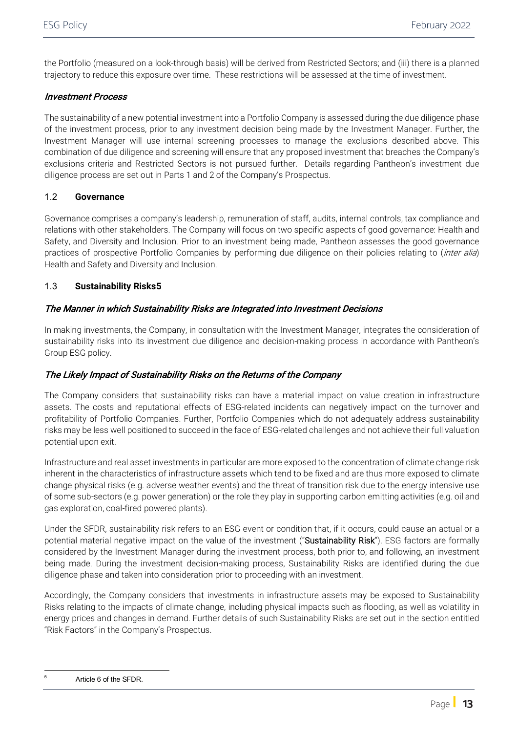the Portfolio (measured on a look-through basis) will be derived from Restricted Sectors; and (iii) there is a planned trajectory to reduce this exposure over time. These restrictions will be assessed at the time of investment.

### *Investment Process*

The sustainability of a new potential investment into a Portfolio Company is assessed during the due diligence phase of the investment process, prior to any investment decision being made by the Investment Manager. Further, the Investment Manager will use internal screening processes to manage the exclusions described above. This combination of due diligence and screening will ensure that any proposed investment that breaches the Company's exclusions criteria and Restricted Sectors is not pursued further. Details regarding Pantheon's investment due diligence process are set out in Parts 1 and 2 of the Company's Prospectus.

## 1.2 **Governance**

Governance comprises a company's leadership, remuneration of staff, audits, internal controls, tax compliance and relations with other stakeholders. The Company will focus on two specific aspects of good governance: Health and Safety, and Diversity and Inclusion. Prior to an investment being made, Pantheon assesses the good governance practices of prospective Portfolio Companies by performing due diligence on their policies relating to (*inter alia*) Health and Safety and Diversity and Inclusion.

## 1.3 **Sustainability Risks**[5]

### *The Manner in which Sustainability Risks are Integrated into Investment Decisions*

In making investments, the Company, in consultation with the Investment Manager, integrates the consideration of sustainability risks into its investment due diligence and decision-making process in accordance with Pantheon's Group ESG policy.

### *The Likely Impact of Sustainability Risks on the Returns of the Company*

The Company considers that sustainability risks can have a material impact on value creation in infrastructure assets. The costs and reputational effects of ESG-related incidents can negatively impact on the turnover and profitability of Portfolio Companies. Further, Portfolio Companies which do not adequately address sustainability risks may be less well positioned to succeed in the face of ESG-related challenges and not achieve their full valuation potential upon exit.

Infrastructure and real asset investments in particular are more exposed to the concentration of climate change risk inherent in the characteristics of infrastructure assets which tend to be fixed and are thus more exposed to climate change physical risks (e.g. adverse weather events) and the threat of transition risk due to the energy intensive use of some sub-sectors (e.g. power generation) or the role they play in supporting carbon emitting activities (e.g. oil and gas exploration, coal-fired powered plants).

Under the SFDR, sustainability risk refers to an ESG event or condition that, if it occurs, could cause an actual or a potential material negative impact on the value of the investment ("**Sustainability Risk**"). ESG factors are formally considered by the Investment Manager during the investment process, both prior to, and following, an investment being made. During the investment decision-making process, Sustainability Risks are identified during the due diligence phase and taken into consideration prior to proceeding with an investment.

Accordingly, the Company considers that investments in infrastructure assets may be exposed to Sustainability Risks relating to the impacts of climate change, including physical impacts such as flooding, as well as volatility in energy prices and changes in demand. Further details of such Sustainability Risks are set out in the section entitled "Risk Factors" in the Company's Prospectus.

---

[5] Article 6 of the SFDR.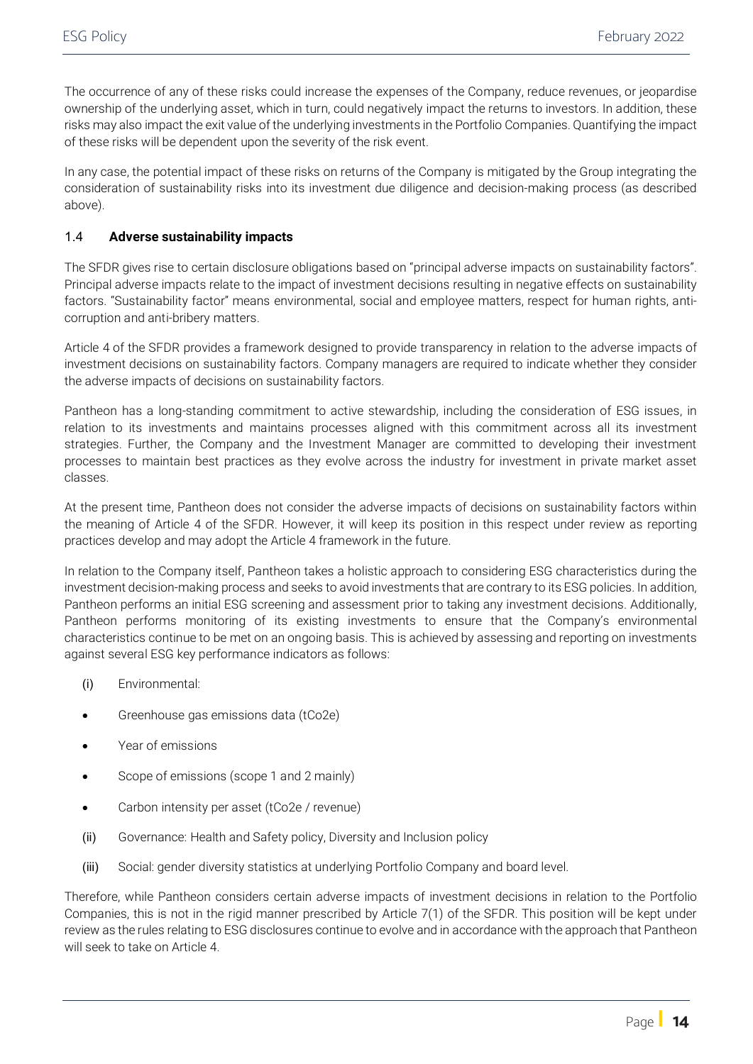The occurrence of any of these risks could increase the expenses of the Company, reduce revenues, or jeopardise ownership of the underlying asset, which in turn, could negatively impact the returns to investors. In addition, these risks may also impact the exit value of the underlying investments in the Portfolio Companies. Quantifying the impact of these risks will be dependent upon the severity of the risk event.

In any case, the potential impact of these risks on returns of the Company is mitigated by the Group integrating the consideration of sustainability risks into its investment due diligence and decision-making process (as described above).

### 1.4 **Adverse sustainability impacts**

The SFDR gives rise to certain disclosure obligations based on "principal adverse impacts on sustainability factors". Principal adverse impacts relate to the impact of investment decisions resulting in negative effects on sustainability factors. "Sustainability factor" means environmental, social and employee matters, respect for human rights, anti-corruption and anti-bribery matters.

Article 4 of the SFDR provides a framework designed to provide transparency in relation to the adverse impacts of investment decisions on sustainability factors. Company managers are required to indicate whether they consider the adverse impacts of decisions on sustainability factors.

Pantheon has a long-standing commitment to active stewardship, including the consideration of ESG issues, in relation to its investments and maintains processes aligned with this commitment across all its investment strategies. Further, the Company and the Investment Manager are committed to developing their investment processes to maintain best practices as they evolve across the industry for investment in private market asset classes.

At the present time, Pantheon does not consider the adverse impacts of decisions on sustainability factors within the meaning of Article 4 of the SFDR. However, it will keep its position in this respect under review as reporting practices develop and may adopt the Article 4 framework in the future.

In relation to the Company itself, Pantheon takes a holistic approach to considering ESG characteristics during the investment decision-making process and seeks to avoid investments that are contrary to its ESG policies. In addition, Pantheon performs an initial ESG screening and assessment prior to taking any investment decisions. Additionally, Pantheon performs monitoring of its existing investments to ensure that the Company's environmental characteristics continue to be met on an ongoing basis. This is achieved by assessing and reporting on investments against several ESG key performance indicators as follows:

(i) Environmental:

- Greenhouse gas emissions data (tCo2e)
- Year of emissions
- Scope of emissions (scope 1 and 2 mainly)
- Carbon intensity per asset (tCo2e / revenue)

(ii) Governance: Health and Safety policy, Diversity and Inclusion policy

(iii) Social: gender diversity statistics at underlying Portfolio Company and board level.

Therefore, while Pantheon considers certain adverse impacts of investment decisions in relation to the Portfolio Companies, this is not in the rigid manner prescribed by Article 7(1) of the SFDR. This position will be kept under review as the rules relating to ESG disclosures continue to evolve and in accordance with the approach that Pantheon will seek to take on Article 4.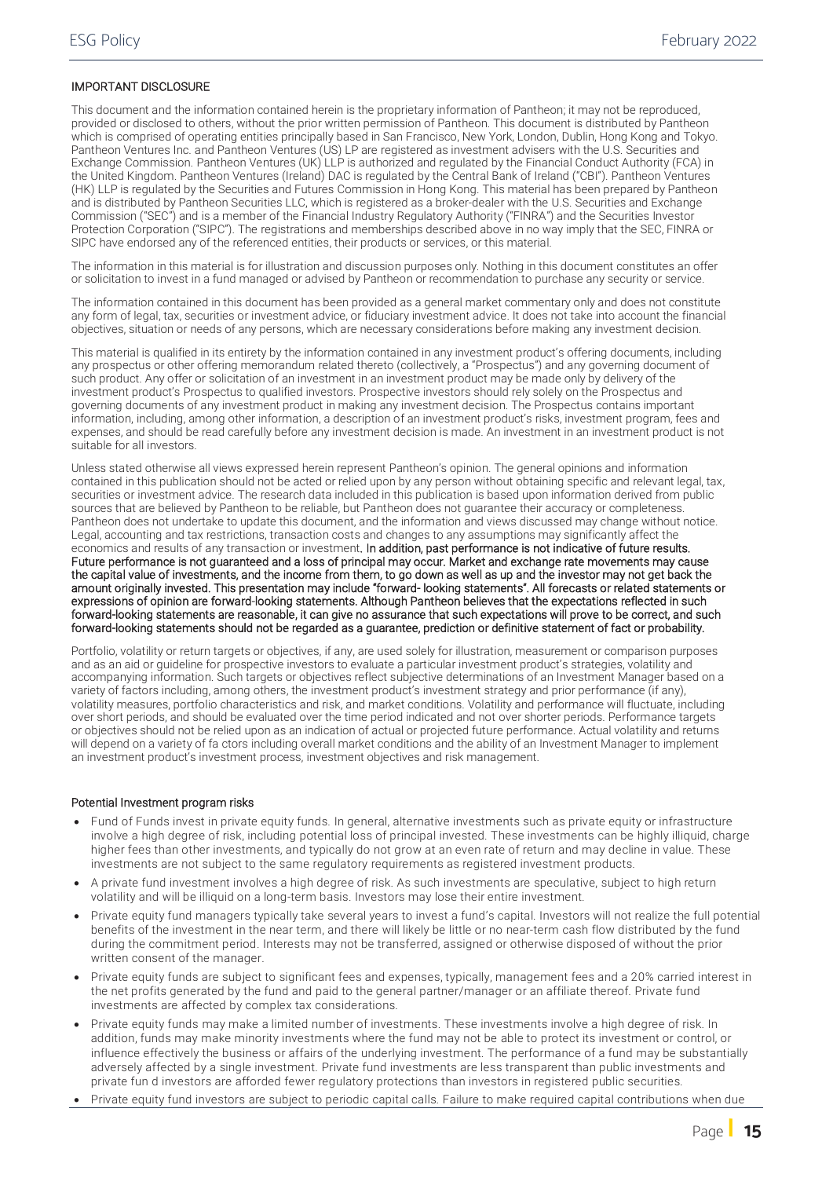IMPORTANT DISCLOSURE

This document and the information contained herein is the proprietary information of Pantheon; it may not be reproduced, provided or disclosed to others, without the prior written permission of Pantheon. This document is distributed by Pantheon which is comprised of operating entities principally based in San Francisco, New York, London, Dublin, Hong Kong and Tokyo. Pantheon Ventures Inc. and Pantheon Ventures (US) LP are registered as investment advisers with the U.S. Securities and Exchange Commission. Pantheon Ventures (UK) LLP is authorized and regulated by the Financial Conduct Authority (FCA) in the United Kingdom. Pantheon Ventures (Ireland) DAC is regulated by the Central Bank of Ireland ("CBI"). Pantheon Ventures (HK) LLP is regulated by the Securities and Futures Commission in Hong Kong. This material has been prepared by Pantheon and is distributed by Pantheon Securities LLC, which is registered as a broker-dealer with the U.S. Securities and Exchange Commission ("SEC") and is a member of the Financial Industry Regulatory Authority ("FINRA") and the Securities Investor Protection Corporation ("SIPC"). The registrations and memberships described above in no way imply that the SEC, FINRA or SIPC have endorsed any of the referenced entities, their products or services, or this material.

The information in this material is for illustration and discussion purposes only. Nothing in this document constitutes an offer or solicitation to invest in a fund managed or advised by Pantheon or recommendation to purchase any security or service.

The information contained in this document has been provided as a general market commentary only and does not constitute any form of legal, tax, securities or investment advice, or fiduciary investment advice. It does not take into account the financial objectives, situation or needs of any persons, which are necessary considerations before making any investment decision.

This material is qualified in its entirety by the information contained in any investment product's offering documents, including any prospectus or other offering memorandum related thereto (collectively, a "Prospectus") and any governing document of such product. Any offer or solicitation of an investment in an investment product may be made only by delivery of the investment product's Prospectus to qualified investors. Prospective investors should rely solely on the Prospectus and governing documents of any investment product in making any investment decision. The Prospectus contains important information, including, among other information, a description of an investment product's risks, investment program, fees and expenses, and should be read carefully before any investment decision is made. An investment in an investment product is not suitable for all investors.

Unless stated otherwise all views expressed herein represent Pantheon's opinion. The general opinions and information contained in this publication should not be acted or relied upon by any person without obtaining specific and relevant legal, tax, securities or investment advice. The research data included in this publication is based upon information derived from public sources that are believed by Pantheon to be reliable, but Pantheon does not guarantee their accuracy or completeness. Pantheon does not undertake to update this document, and the information and views discussed may change without notice. Legal, accounting and tax restrictions, transaction costs and changes to any assumptions may significantly affect the economics and results of any transaction or investment. In addition, past performance is not indicative of future results. Future performance is not guaranteed and a loss of principal may occur. Market and exchange rate movements may cause the capital value of investments, and the income from them, to go down as well as up and the investor may not get back the amount originally invested. This presentation may include "forward- looking statements". All forecasts or related statements or expressions of opinion are forward-looking statements. Although Pantheon believes that the expectations reflected in such forward-looking statements are reasonable, it can give no assurance that such expectations will prove to be correct, and such forward-looking statements should not be regarded as a guarantee, prediction or definitive statement of fact or probability.

Portfolio, volatility or return targets or objectives, if any, are used solely for illustration, measurement or comparison purposes and as an aid or guideline for prospective investors to evaluate a particular investment product's strategies, volatility and accompanying information. Such targets or objectives reflect subjective determinations of an Investment Manager based on a variety of factors including, among others, the investment product's investment strategy and prior performance (if any), volatility measures, portfolio characteristics and risk, and market conditions. Volatility and performance will fluctuate, including over short periods, and should be evaluated over the time period indicated and not over shorter periods. Performance targets or objectives should not be relied upon as an indication of actual or projected future performance. Actual volatility and returns will depend on a variety of fa ctors including overall market conditions and the ability of an Investment Manager to implement an investment product's investment process, investment objectives and risk management.

Potential Investment program risks

- Fund of Funds invest in private equity funds. In general, alternative investments such as private equity or infrastructure involve a high degree of risk, including potential loss of principal invested. These investments can be highly illiquid, charge higher fees than other investments, and typically do not grow at an even rate of return and may decline in value. These investments are not subject to the same regulatory requirements as registered investment products.
- A private fund investment involves a high degree of risk. As such investments are speculative, subject to high return volatility and will be illiquid on a long-term basis. Investors may lose their entire investment.
- Private equity fund managers typically take several years to invest a fund's capital. Investors will not realize the full potential benefits of the investment in the near term, and there will likely be little or no near-term cash flow distributed by the fund during the commitment period. Interests may not be transferred, assigned or otherwise disposed of without the prior written consent of the manager.
- Private equity funds are subject to significant fees and expenses, typically, management fees and a 20% carried interest in the net profits generated by the fund and paid to the general partner/manager or an affiliate thereof. Private fund investments are affected by complex tax considerations.
- Private equity funds may make a limited number of investments. These investments involve a high degree of risk. In addition, funds may make minority investments where the fund may not be able to protect its investment or control, or influence effectively the business or affairs of the underlying investment. The performance of a fund may be substantially adversely affected by a single investment. Private fund investments are less transparent than public investments and private fun d investors are afforded fewer regulatory protections than investors in registered public securities.
- Private equity fund investors are subject to periodic capital calls. Failure to make required capital contributions when due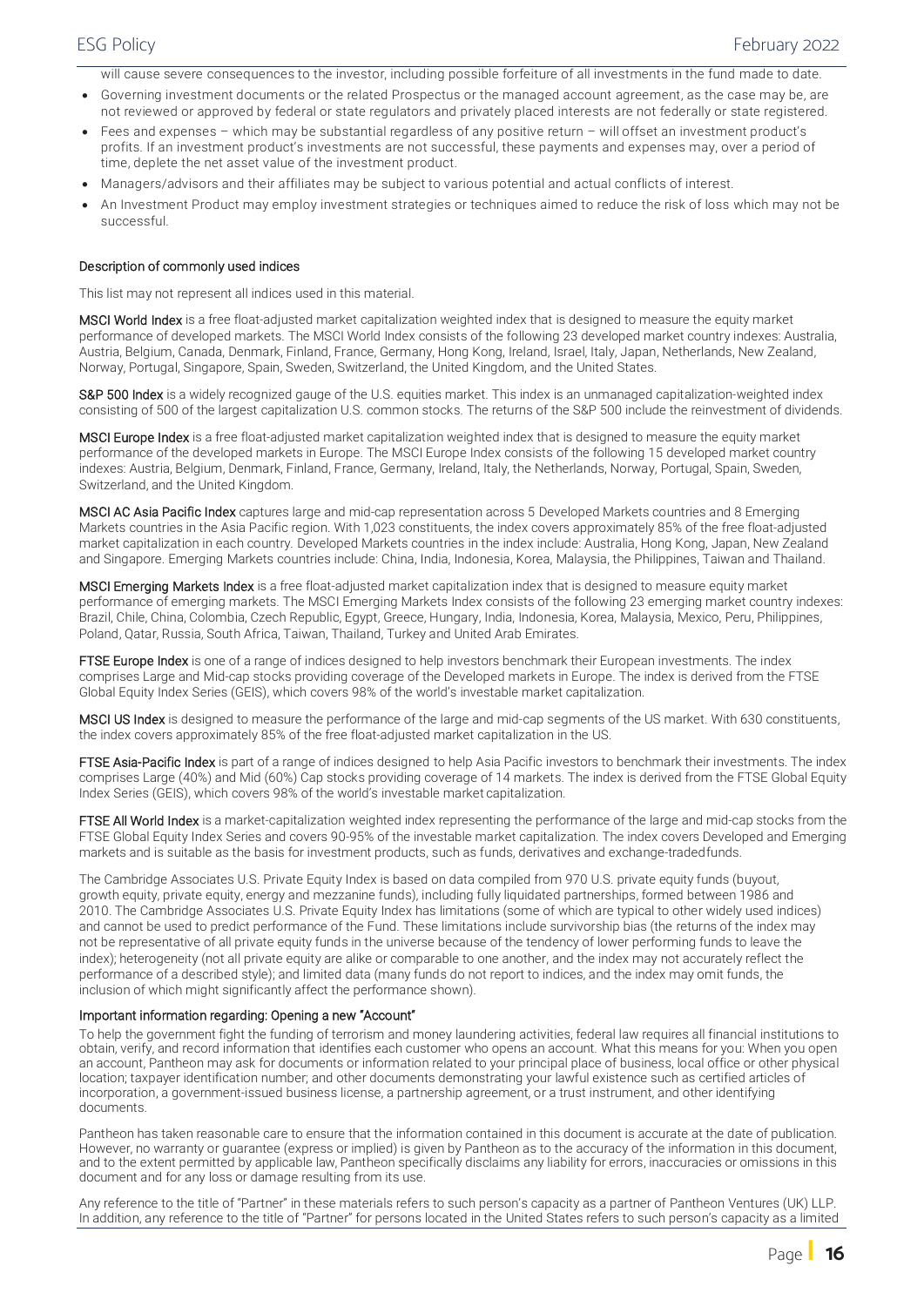will cause severe consequences to the investor, including possible forfeiture of all investments in the fund made to date.

- Governing investment documents or the related Prospectus or the managed account agreement, as the case may be, are not reviewed or approved by federal or state regulators and privately placed interests are not federally or state registered.
- Fees and expenses – which may be substantial regardless of any positive return – will offset an investment product's profits. If an investment product's investments are not successful, these payments and expenses may, over a period of time, deplete the net asset value of the investment product.
- Managers/advisors and their affiliates may be subject to various potential and actual conflicts of interest.
- An Investment Product may employ investment strategies or techniques aimed to reduce the risk of loss which may not be successful.

**Description of commonly used indices**

This list may not represent all indices used in this material.

**MSCI World Index** is a free float-adjusted market capitalization weighted index that is designed to measure the equity market performance of developed markets. The MSCI World Index consists of the following 23 developed market country indexes: Australia, Austria, Belgium, Canada, Denmark, Finland, France, Germany, Hong Kong, Ireland, Israel, Italy, Japan, Netherlands, New Zealand, Norway, Portugal, Singapore, Spain, Sweden, Switzerland, the United Kingdom, and the United States.

**S&P 500 Index** is a widely recognized gauge of the U.S. equities market. This index is an unmanaged capitalization-weighted index consisting of 500 of the largest capitalization U.S. common stocks. The returns of the S&P 500 include the reinvestment of dividends.

**MSCI Europe Index** is a free float-adjusted market capitalization weighted index that is designed to measure the equity market performance of the developed markets in Europe. The MSCI Europe Index consists of the following 15 developed market country indexes: Austria, Belgium, Denmark, Finland, France, Germany, Ireland, Italy, the Netherlands, Norway, Portugal, Spain, Sweden, Switzerland, and the United Kingdom.

**MSCI AC Asia Pacific Index** captures large and mid-cap representation across 5 Developed Markets countries and 8 Emerging Markets countries in the Asia Pacific region. With 1,023 constituents, the index covers approximately 85% of the free float-adjusted market capitalization in each country. Developed Markets countries in the index include: Australia, Hong Kong, Japan, New Zealand and Singapore. Emerging Markets countries include: China, India, Indonesia, Korea, Malaysia, the Philippines, Taiwan and Thailand.

**MSCI Emerging Markets Index** is a free float-adjusted market capitalization index that is designed to measure equity market performance of emerging markets. The MSCI Emerging Markets Index consists of the following 23 emerging market country indexes: Brazil, Chile, China, Colombia, Czech Republic, Egypt, Greece, Hungary, India, Indonesia, Korea, Malaysia, Mexico, Peru, Philippines, Poland, Qatar, Russia, South Africa, Taiwan, Thailand, Turkey and United Arab Emirates.

**FTSE Europe Index** is one of a range of indices designed to help investors benchmark their European investments. The index comprises Large and Mid-cap stocks providing coverage of the Developed markets in Europe. The index is derived from the FTSE Global Equity Index Series (GEIS), which covers 98% of the world's investable market capitalization.

**MSCI US Index** is designed to measure the performance of the large and mid-cap segments of the US market. With 630 constituents, the index covers approximately 85% of the free float-adjusted market capitalization in the US.

**FTSE Asia-Pacific Index** is part of a range of indices designed to help Asia Pacific investors to benchmark their investments. The index comprises Large (40%) and Mid (60%) Cap stocks providing coverage of 14 markets. The index is derived from the FTSE Global Equity Index Series (GEIS), which covers 98% of the world's investable market capitalization.

**FTSE All World Index** is a market-capitalization weighted index representing the performance of the large and mid-cap stocks from the FTSE Global Equity Index Series and covers 90-95% of the investable market capitalization. The index covers Developed and Emerging markets and is suitable as the basis for investment products, such as funds, derivatives and exchange-traded funds.

The Cambridge Associates U.S. Private Equity Index is based on data compiled from 970 U.S. private equity funds (buyout, growth equity, private equity, energy and mezzanine funds), including fully liquidated partnerships, formed between 1986 and 2010. The Cambridge Associates U.S. Private Equity Index has limitations (some of which are typical to other widely used indices) and cannot be used to predict performance of the Fund. These limitations include survivorship bias (the returns of the index may not be representative of all private equity funds in the universe because of the tendency of lower performing funds to leave the index); heterogeneity (not all private equity are alike or comparable to one another, and the index may not accurately reflect the performance of a described style); and limited data (many funds do not report to indices, and the index may omit funds, the inclusion of which might significantly affect the performance shown).

**Important information regarding: Opening a new "Account"**

To help the government fight the funding of terrorism and money laundering activities, federal law requires all financial institutions to obtain, verify, and record information that identifies each customer who opens an account. What this means for you: When you open an account, Pantheon may ask for documents or information related to your principal place of business, local office or other physical location; taxpayer identification number; and other documents demonstrating your lawful existence such as certified articles of incorporation, a government-issued business license, a partnership agreement, or a trust instrument, and other identifying documents.

Pantheon has taken reasonable care to ensure that the information contained in this document is accurate at the date of publication. However, no warranty or guarantee (express or implied) is given by Pantheon as to the accuracy of the information in this document, and to the extent permitted by applicable law, Pantheon specifically disclaims any liability for errors, inaccuracies or omissions in this document and for any loss or damage resulting from its use.

Any reference to the title of "Partner" in these materials refers to such person's capacity as a partner of Pantheon Ventures (UK) LLP. In addition, any reference to the title of "Partner" for persons located in the United States refers to such person's capacity as a limited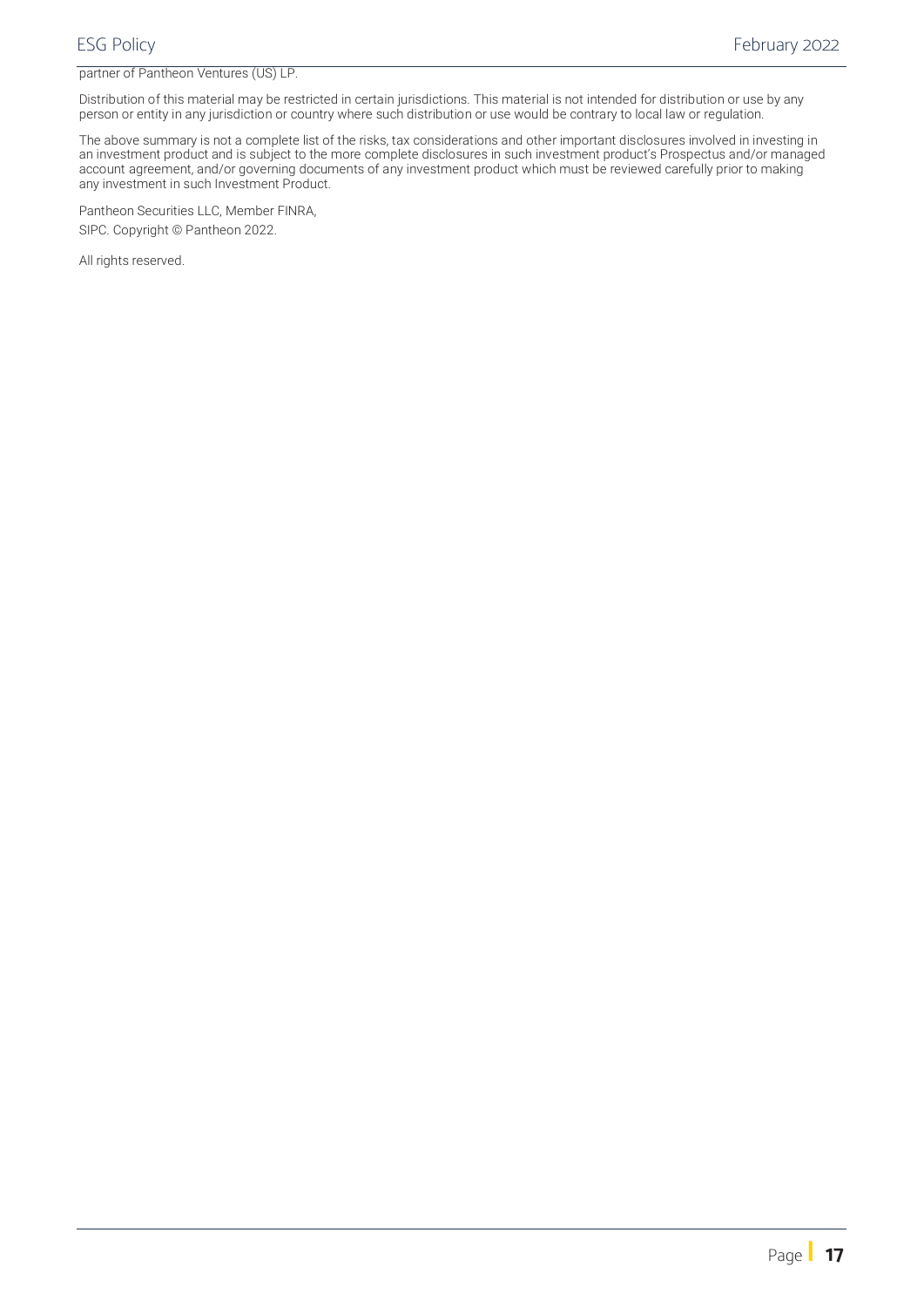partner of Pantheon Ventures (US) LP.

Distribution of this material may be restricted in certain jurisdictions. This material is not intended for distribution or use by any person or entity in any jurisdiction or country where such distribution or use would be contrary to local law or regulation.

The above summary is not a complete list of the risks, tax considerations and other important disclosures involved in investing in an investment product and is subject to the more complete disclosures in such investment product's Prospectus and/or managed account agreement, and/or governing documents of any investment product which must be reviewed carefully prior to making any investment in such Investment Product.

Pantheon Securities LLC, Member FINRA,
SIPC. Copyright © Pantheon 2022.

All rights reserved.